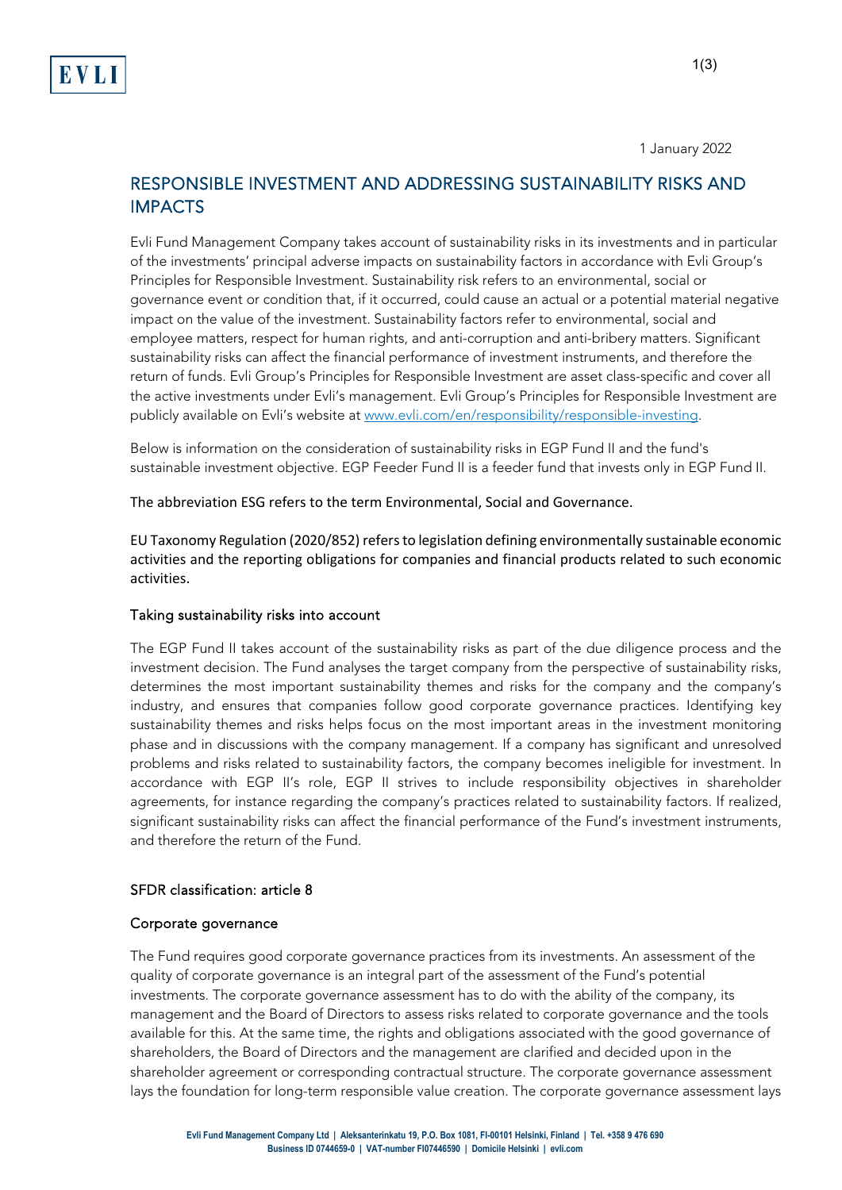1 January 2022

# RESPONSIBLE INVESTMENT AND ADDRESSING SUSTAINABILITY RISKS AND IMPACTS

Evli Fund Management Company takes account of sustainability risks in its investments and in particular of the investments' principal adverse impacts on sustainability factors in accordance with Evli Group's Principles for Responsible Investment. Sustainability risk refers to an environmental, social or governance event or condition that, if it occurred, could cause an actual or a potential material negative impact on the value of the investment. Sustainability factors refer to environmental, social and employee matters, respect for human rights, and anti-corruption and anti-bribery matters. Significant sustainability risks can affect the financial performance of investment instruments, and therefore the return of funds. Evli Group's Principles for Responsible Investment are asset class-specific and cover all the active investments under Evli's management. Evli Group's Principles for Responsible Investment are publicly available on Evli's website at www.evli.com/en/responsibility/responsible-investing.

Below is information on the consideration of sustainability risks in EGP Fund II and the fund's sustainable investment objective. EGP Feeder Fund II is a feeder fund that invests only in EGP Fund II.

The abbreviation ESG refers to the term Environmental, Social and Governance.

EU Taxonomy Regulation (2020/852) refers to legislation defining environmentally sustainable economic activities and the reporting obligations for companies and financial products related to such economic activities.

## Taking sustainability risks into account

The EGP Fund II takes account of the sustainability risks as part of the due diligence process and the investment decision. The Fund analyses the target company from the perspective of sustainability risks, determines the most important sustainability themes and risks for the company and the company's industry, and ensures that companies follow good corporate governance practices. Identifying key sustainability themes and risks helps focus on the most important areas in the investment monitoring phase and in discussions with the company management. If a company has significant and unresolved problems and risks related to sustainability factors, the company becomes ineligible for investment. In accordance with EGP II's role, EGP II strives to include responsibility objectives in shareholder agreements, for instance regarding the company's practices related to sustainability factors. If realized, significant sustainability risks can affect the financial performance of the Fund's investment instruments, and therefore the return of the Fund.

## SFDR classification: article 8

## Corporate governance

The Fund requires good corporate governance practices from its investments. An assessment of the quality of corporate governance is an integral part of the assessment of the Fund's potential investments. The corporate governance assessment has to do with the ability of the company, its management and the Board of Directors to assess risks related to corporate governance and the tools available for this. At the same time, the rights and obligations associated with the good governance of shareholders, the Board of Directors and the management are clarified and decided upon in the shareholder agreement or corresponding contractual structure. The corporate governance assessment lays the foundation for long-term responsible value creation. The corporate governance assessment lays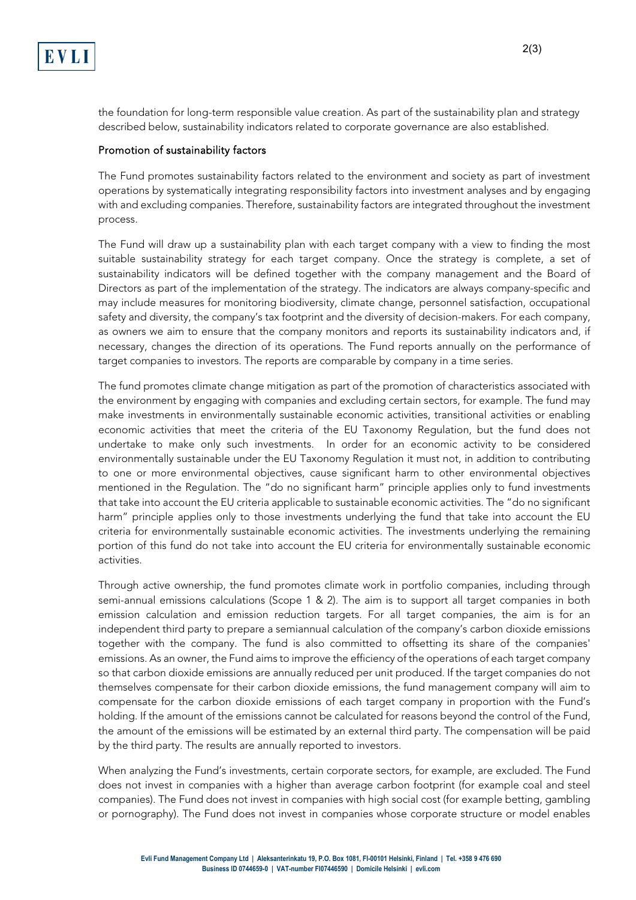the foundation for long-term responsible value creation. As part of the sustainability plan and strategy described below, sustainability indicators related to corporate governance are also established.

## Promotion of sustainability factors

The Fund promotes sustainability factors related to the environment and society as part of investment operations by systematically integrating responsibility factors into investment analyses and by engaging with and excluding companies. Therefore, sustainability factors are integrated throughout the investment process.

The Fund will draw up a sustainability plan with each target company with a view to finding the most suitable sustainability strategy for each target company. Once the strategy is complete, a set of sustainability indicators will be defined together with the company management and the Board of Directors as part of the implementation of the strategy. The indicators are always company-specific and may include measures for monitoring biodiversity, climate change, personnel satisfaction, occupational safety and diversity, the company's tax footprint and the diversity of decision-makers. For each company, as owners we aim to ensure that the company monitors and reports its sustainability indicators and, if necessary, changes the direction of its operations. The Fund reports annually on the performance of target companies to investors. The reports are comparable by company in a time series.

The fund promotes climate change mitigation as part of the promotion of characteristics associated with the environment by engaging with companies and excluding certain sectors, for example. The fund may make investments in environmentally sustainable economic activities, transitional activities or enabling economic activities that meet the criteria of the EU Taxonomy Regulation, but the fund does not undertake to make only such investments. In order for an economic activity to be considered environmentally sustainable under the EU Taxonomy Regulation it must not, in addition to contributing to one or more environmental objectives, cause significant harm to other environmental objectives mentioned in the Regulation. The "do no significant harm" principle applies only to fund investments that take into account the EU criteria applicable to sustainable economic activities. The "do no significant harm" principle applies only to those investments underlying the fund that take into account the EU criteria for environmentally sustainable economic activities. The investments underlying the remaining portion of this fund do not take into account the EU criteria for environmentally sustainable economic activities.

Through active ownership, the fund promotes climate work in portfolio companies, including through semi-annual emissions calculations (Scope 1 & 2). The aim is to support all target companies in both emission calculation and emission reduction targets. For all target companies, the aim is for an independent third party to prepare a semiannual calculation of the company's carbon dioxide emissions together with the company. The fund is also committed to offsetting its share of the companies' emissions. As an owner, the Fund aims to improve the efficiency of the operations of each target company so that carbon dioxide emissions are annually reduced per unit produced. If the target companies do not themselves compensate for their carbon dioxide emissions, the fund management company will aim to compensate for the carbon dioxide emissions of each target company in proportion with the Fund's holding. If the amount of the emissions cannot be calculated for reasons beyond the control of the Fund, the amount of the emissions will be estimated by an external third party. The compensation will be paid by the third party. The results are annually reported to investors.

When analyzing the Fund's investments, certain corporate sectors, for example, are excluded. The Fund does not invest in companies with a higher than average carbon footprint (for example coal and steel companies). The Fund does not invest in companies with high social cost (for example betting, gambling or pornography). The Fund does not invest in companies whose corporate structure or model enables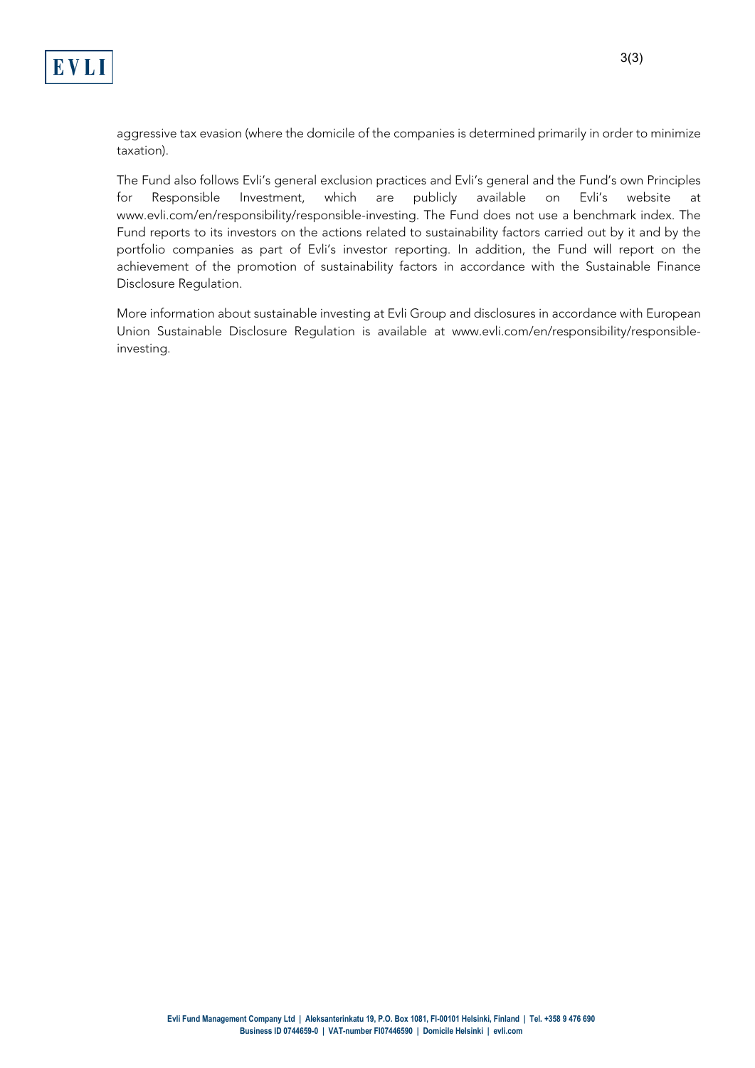aggressive tax evasion (where the domicile of the companies is determined primarily in order to minimize taxation).

The Fund also follows Evli's general exclusion practices and Evli's general and the Fund's own Principles for Responsible Investment, which are publicly available on Evli's website at www.evli.com/en/responsibility/responsible-investing. The Fund does not use a benchmark index. The Fund reports to its investors on the actions related to sustainability factors carried out by it and by the portfolio companies as part of Evli's investor reporting. In addition, the Fund will report on the achievement of the promotion of sustainability factors in accordance with the Sustainable Finance Disclosure Regulation.

More information about sustainable investing at Evli Group and disclosures in accordance with European Union Sustainable Disclosure Regulation is available at www.evli.com/en/responsibility/responsible-investing.